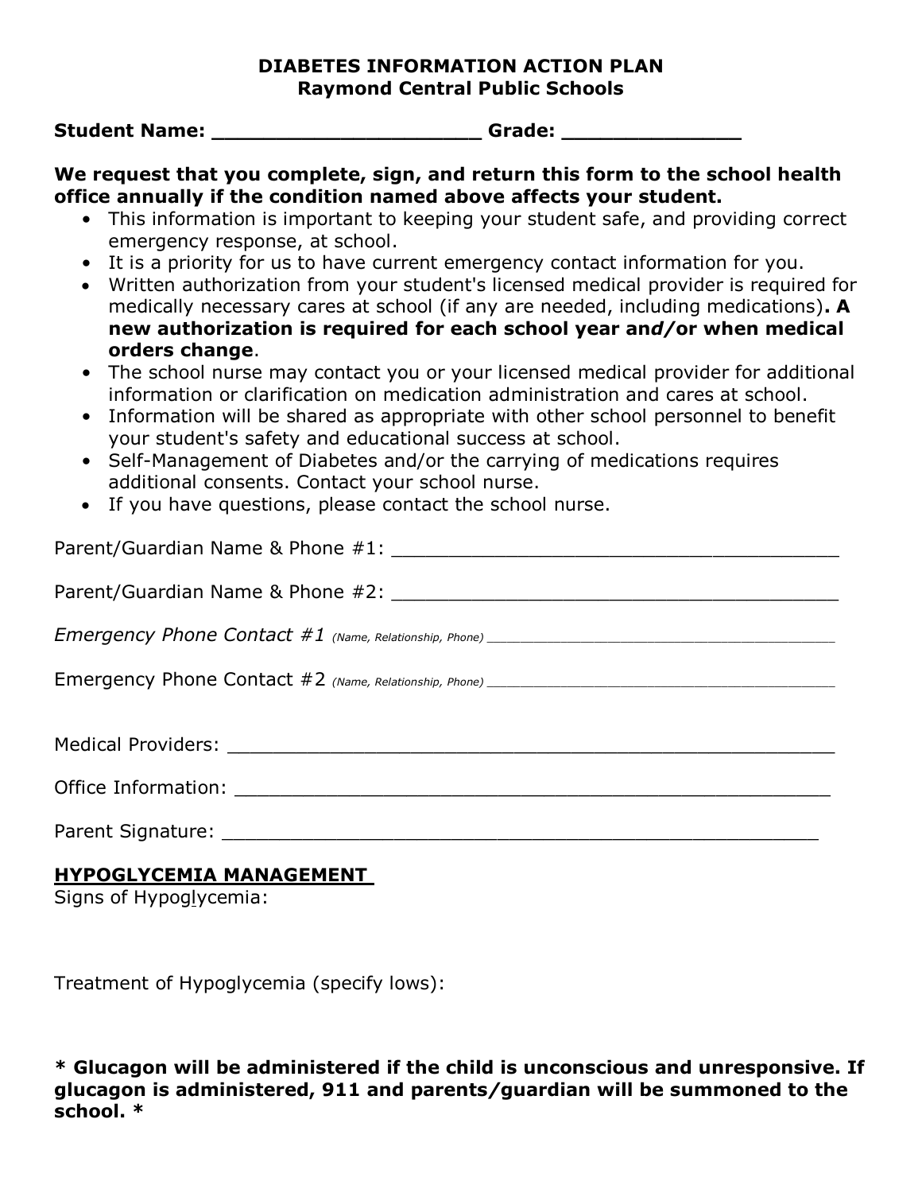**DIABETES INFORMATION ACTION PLAN**
**Raymond Central Public Schools**

**Student Name: ______________________ Grade: ______________**

**We request that you complete, sign, and return this form to the school health office annually if the condition named above affects your student.**

- This information is important to keeping your student safe, and providing correct emergency response, at school.
- It is a priority for us to have current emergency contact information for you.
- Written authorization from your student's licensed medical provider is required for medically necessary cares at school (if any are needed, including medications)**. A new authorization is required for each school year an*d*/or when medical orders change**.
- The school nurse may contact you or your licensed medical provider for additional information or clarification on medication administration and cares at school.
- Information will be shared as appropriate with other school personnel to benefit your student's safety and educational success at school.
- Self-Management of Diabetes and/or the carrying of medications requires additional consents. Contact your school nurse.
- If you have questions, please contact the school nurse.

Parent/Guardian Name & Phone #1: ________________________________________

Parent/Guardian Name & Phone #2: ________________________________________

*Emergency Phone Contact #1* *(Name, Relationship, Phone)* ________________________________________

Emergency Phone Contact #2 *(Name, Relationship, Phone)* ________________________________________

Medical Providers: ________________________________________________________

Office Information: _______________________________________________________

Parent Signature: _________________________________________________________

**HYPOGLYCEMIA MANAGEMENT**

Signs of Hypoglycemia:

Treatment of Hypoglycemia (specify lows):

**\* Glucagon will be administered if the child is unconscious and unresponsive. If glucagon is administered, 911 and parents/guardian will be summoned to the school. \***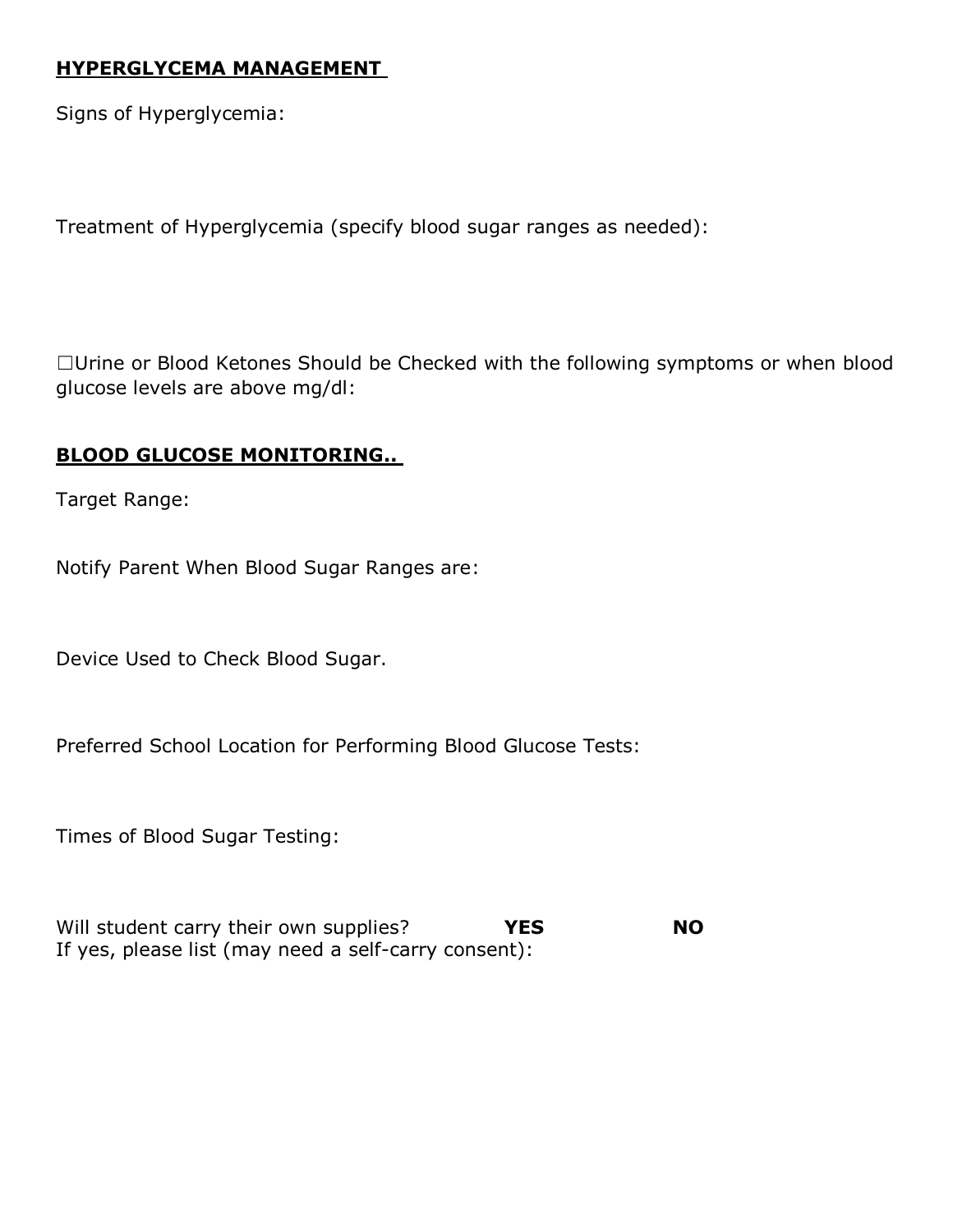**HYPERGLYCEMA MANAGEMENT**

Signs of Hyperglycemia:

Treatment of Hyperglycemia (specify blood sugar ranges as needed):

☐Urine or Blood Ketones Should be Checked with the following symptoms or when blood glucose levels are above mg/dl:

**BLOOD GLUCOSE MONITORING..**

Target Range:

Notify Parent When Blood Sugar Ranges are:

Device Used to Check Blood Sugar.

Preferred School Location for Performing Blood Glucose Tests:

Times of Blood Sugar Testing:

Will student carry their own supplies? **YES** **NO**
If yes, please list (may need a self-carry consent):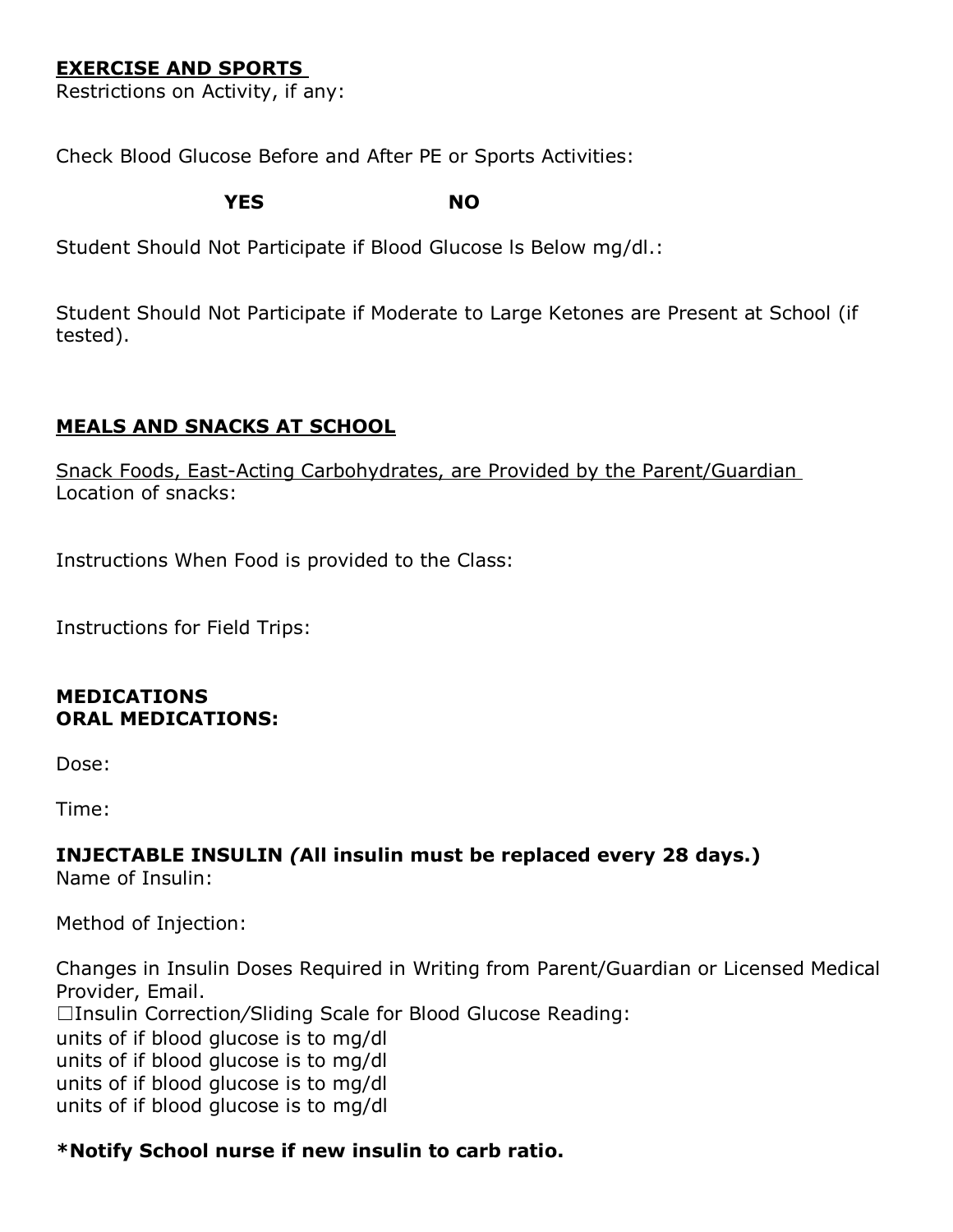**<u>EXERCISE AND SPORTS</u>**

Restrictions on Activity, if any:

Check Blood Glucose Before and After PE or Sports Activities:

**YES** **NO**

Student Should Not Participate if Blood Glucose Is Below mg/dl.:

Student Should Not Participate if Moderate to Large Ketones are Present at School (if tested).

**<u>MEALS AND SNACKS AT SCHOOL</u>**

<u>Snack Foods, East-Acting Carbohydrates, are Provided by the Parent/Guardian</u>
Location of snacks:

Instructions When Food is provided to the Class:

Instructions for Field Trips:

**MEDICATIONS**
**ORAL MEDICATIONS:**

Dose:

Time:

**INJECTABLE INSULIN *(*All insulin must be replaced every 28 days.)**
Name of Insulin:

Method of Injection:

Changes in Insulin Doses Required in Writing from Parent/Guardian or Licensed Medical Provider, Email.
☐Insulin Correction/Sliding Scale for Blood Glucose Reading:
units of if blood glucose is to mg/dl
units of if blood glucose is to mg/dl
units of if blood glucose is to mg/dl
units of if blood glucose is to mg/dl

**\*Notify School nurse if new insulin to carb ratio.**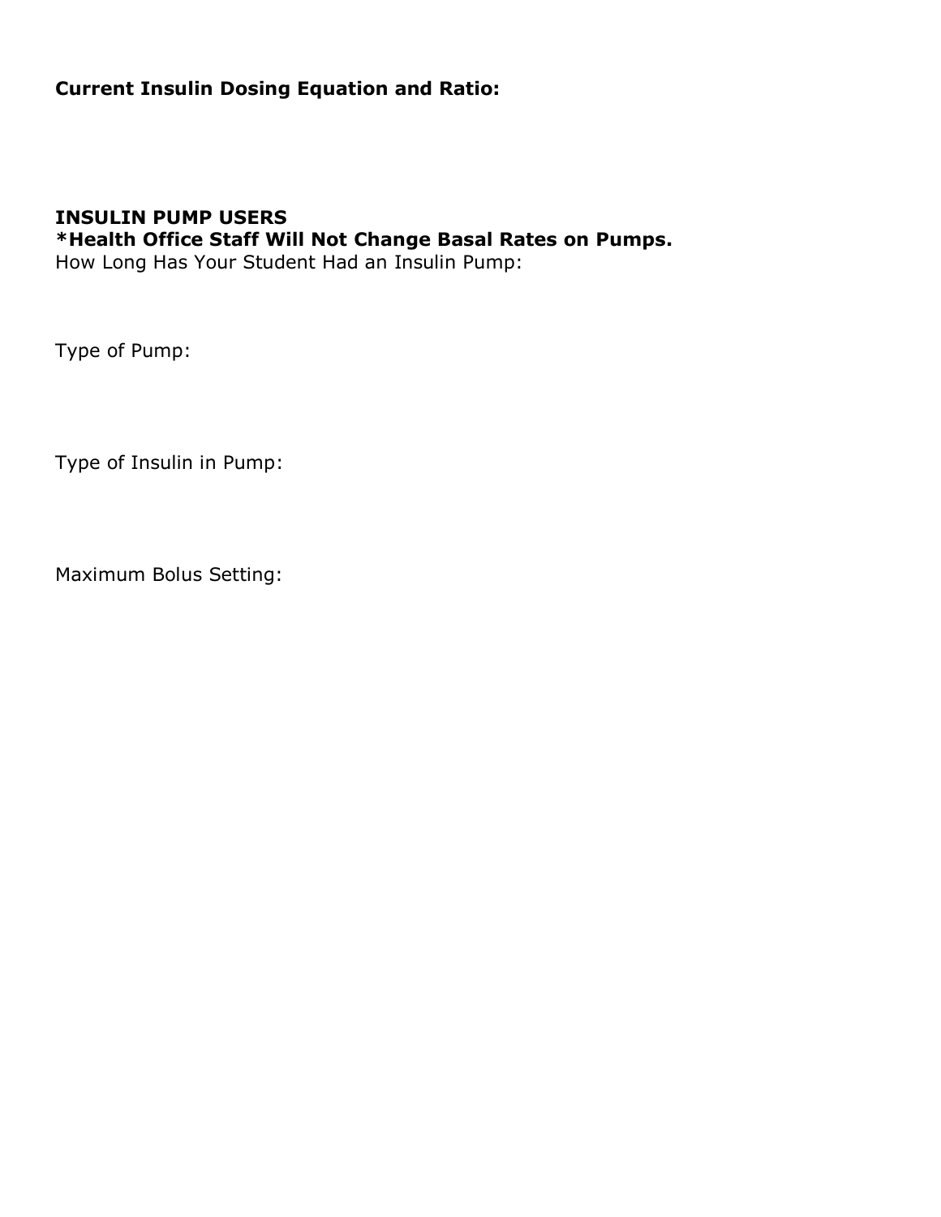**Current Insulin Dosing Equation and Ratio:**

**INSULIN PUMP USERS**

***Health Office Staff Will Not Change Basal Rates on Pumps.**

How Long Has Your Student Had an Insulin Pump:

Type of Pump:

Type of Insulin in Pump:

Maximum Bolus Setting: